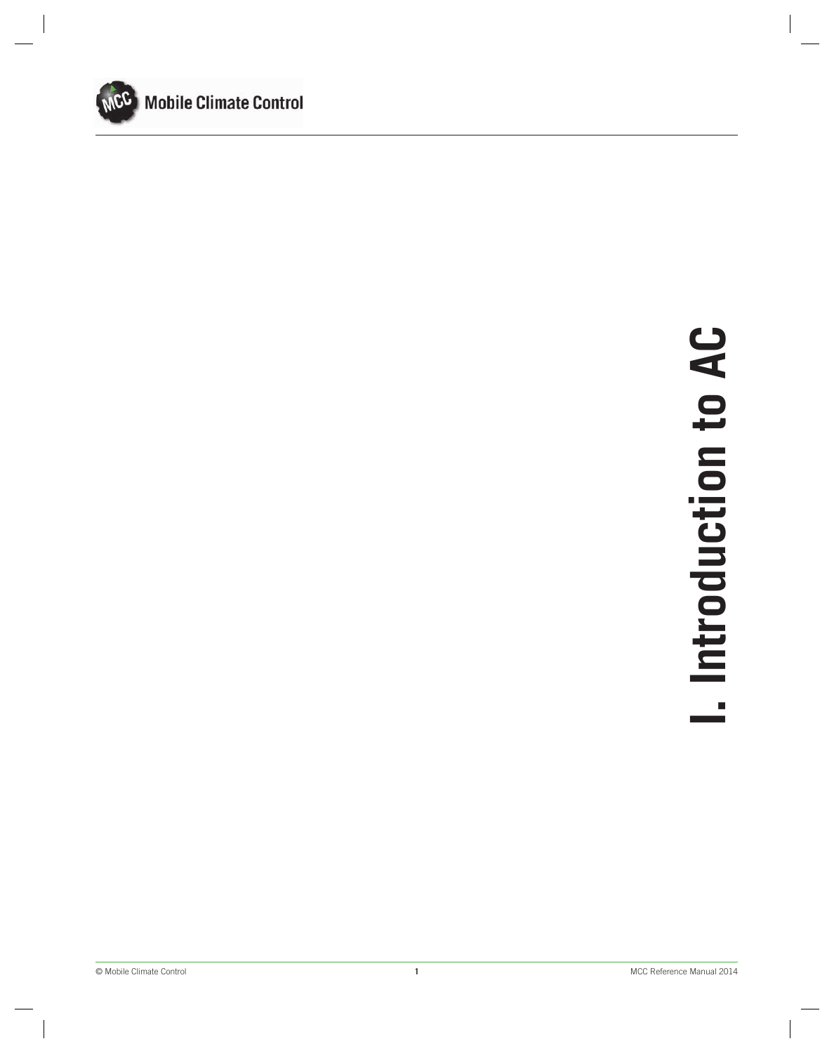# I. Introduction to AC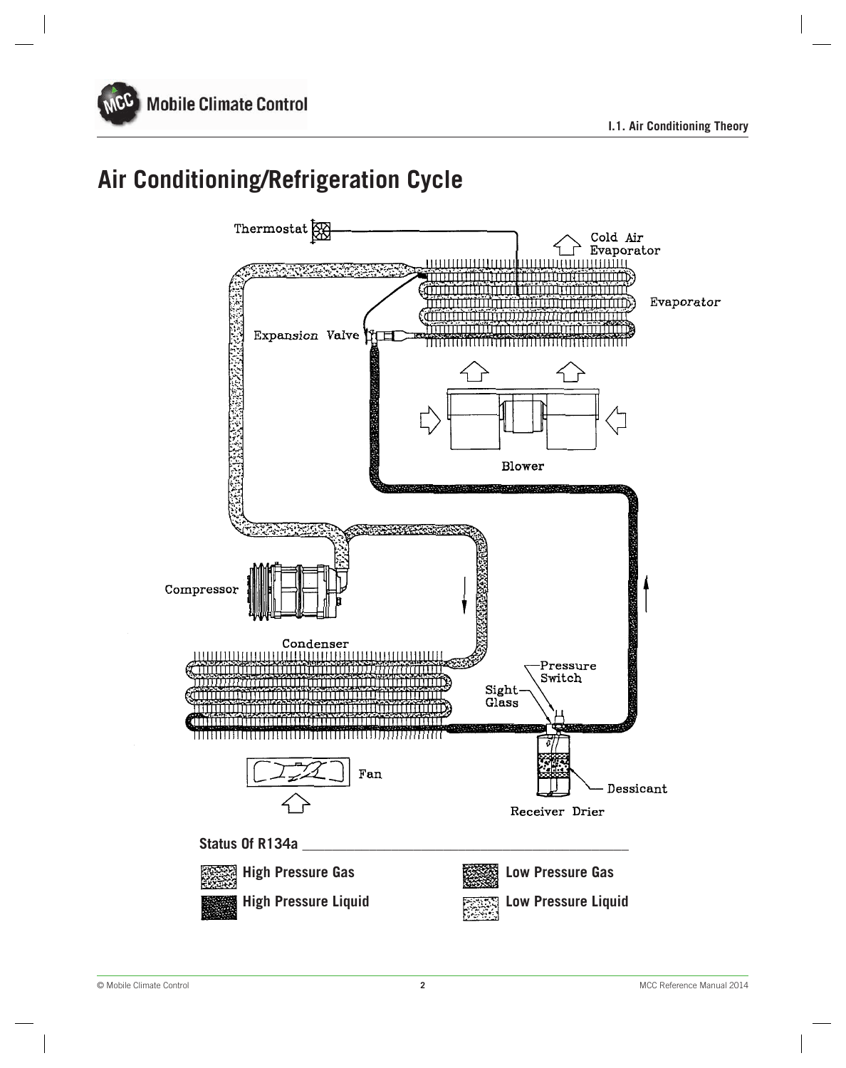# Air Conditioning/Refrigeration Cycle

Thermostat

Cold Air Evaporator

Evaporator

Expansion Valve

Blower

Compressor

Condenser

Pressure Switch

Sight Glass

Fan

Dessicant

Receiver Drier

**Status Of R134a**

| | |
|---|---|
| **High Pressure Gas** | **Low Pressure Gas** |
| **High Pressure Liquid** | **Low Pressure Liquid** |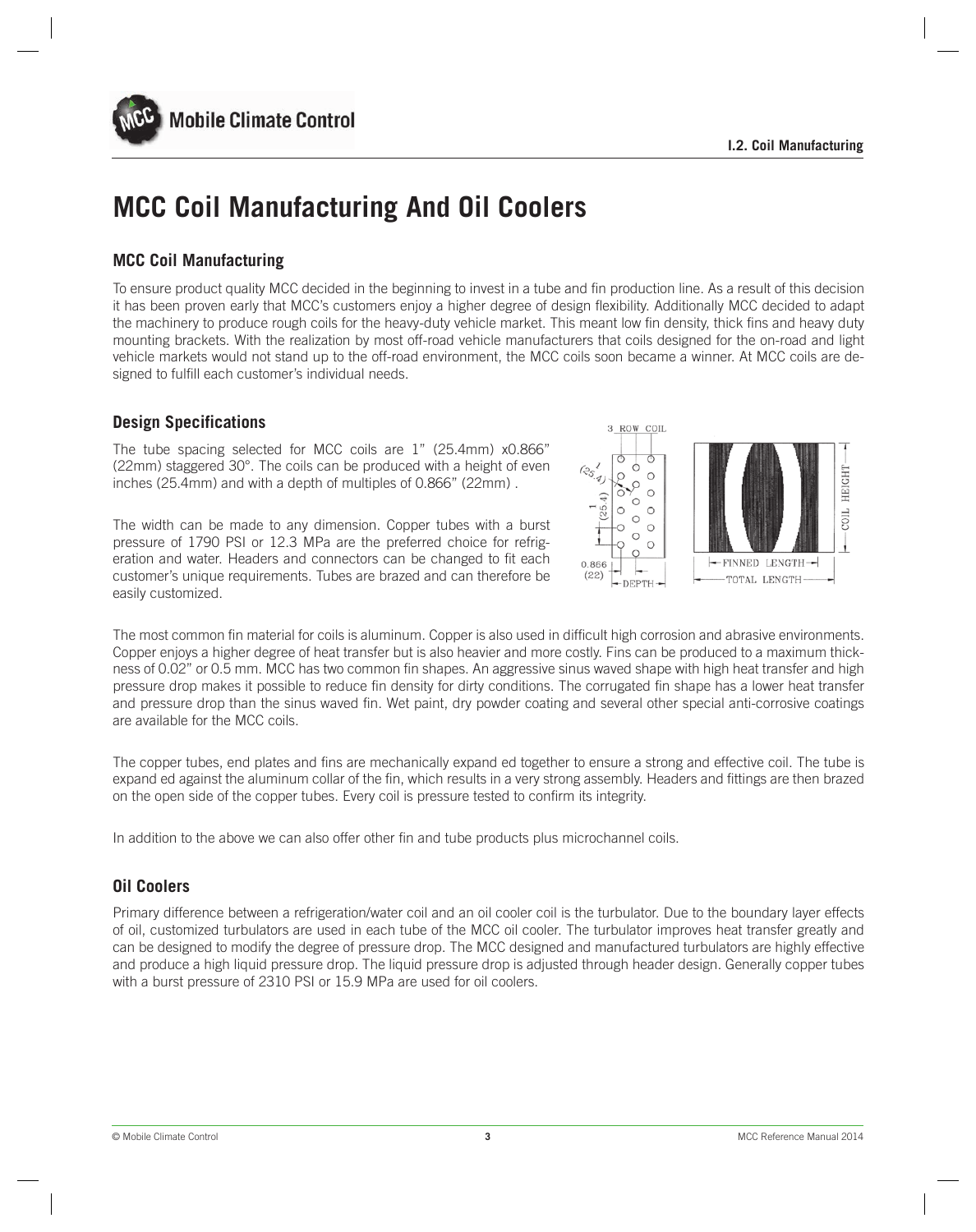# MCC Coil Manufacturing And Oil Coolers

## MCC Coil Manufacturing

To ensure product quality MCC decided in the beginning to invest in a tube and fin production line. As a result of this decision it has been proven early that MCC's customers enjoy a higher degree of design flexibility. Additionally MCC decided to adapt the machinery to produce rough coils for the heavy-duty vehicle market. This meant low fin density, thick fins and heavy duty mounting brackets. With the realization by most off-road vehicle manufacturers that coils designed for the on-road and light vehicle markets would not stand up to the off-road environment, the MCC coils soon became a winner. At MCC coils are designed to fulfill each customer's individual needs.

## Design Specifications

The tube spacing selected for MCC coils are 1" (25.4mm) x0.866" (22mm) staggered 30°. The coils can be produced with a height of even inches (25.4mm) and with a depth of multiples of 0.866" (22mm) .

The width can be made to any dimension. Copper tubes with a burst pressure of 1790 PSI or 12.3 MPa are the preferred choice for refrigeration and water. Headers and connectors can be changed to fit each customer's unique requirements. Tubes are brazed and can therefore be easily customized.

The most common fin material for coils is aluminum. Copper is also used in difficult high corrosion and abrasive environments. Copper enjoys a higher degree of heat transfer but is also heavier and more costly. Fins can be produced to a maximum thickness of 0.02" or 0.5 mm. MCC has two common fin shapes. An aggressive sinus waved shape with high heat transfer and high pressure drop makes it possible to reduce fin density for dirty conditions. The corrugated fin shape has a lower heat transfer and pressure drop than the sinus waved fin. Wet paint, dry powder coating and several other special anti-corrosive coatings are available for the MCC coils.

The copper tubes, end plates and fins are mechanically expand ed together to ensure a strong and effective coil. The tube is expand ed against the aluminum collar of the fin, which results in a very strong assembly. Headers and fittings are then brazed on the open side of the copper tubes. Every coil is pressure tested to confirm its integrity.

In addition to the above we can also offer other fin and tube products plus microchannel coils.

## Oil Coolers

Primary difference between a refrigeration/water coil and an oil cooler coil is the turbulator. Due to the boundary layer effects of oil, customized turbulators are used in each tube of the MCC oil cooler. The turbulator improves heat transfer greatly and can be designed to modify the degree of pressure drop. The MCC designed and manufactured turbulators are highly effective and produce a high liquid pressure drop. The liquid pressure drop is adjusted through header design. Generally copper tubes with a burst pressure of 2310 PSI or 15.9 MPa are used for oil coolers.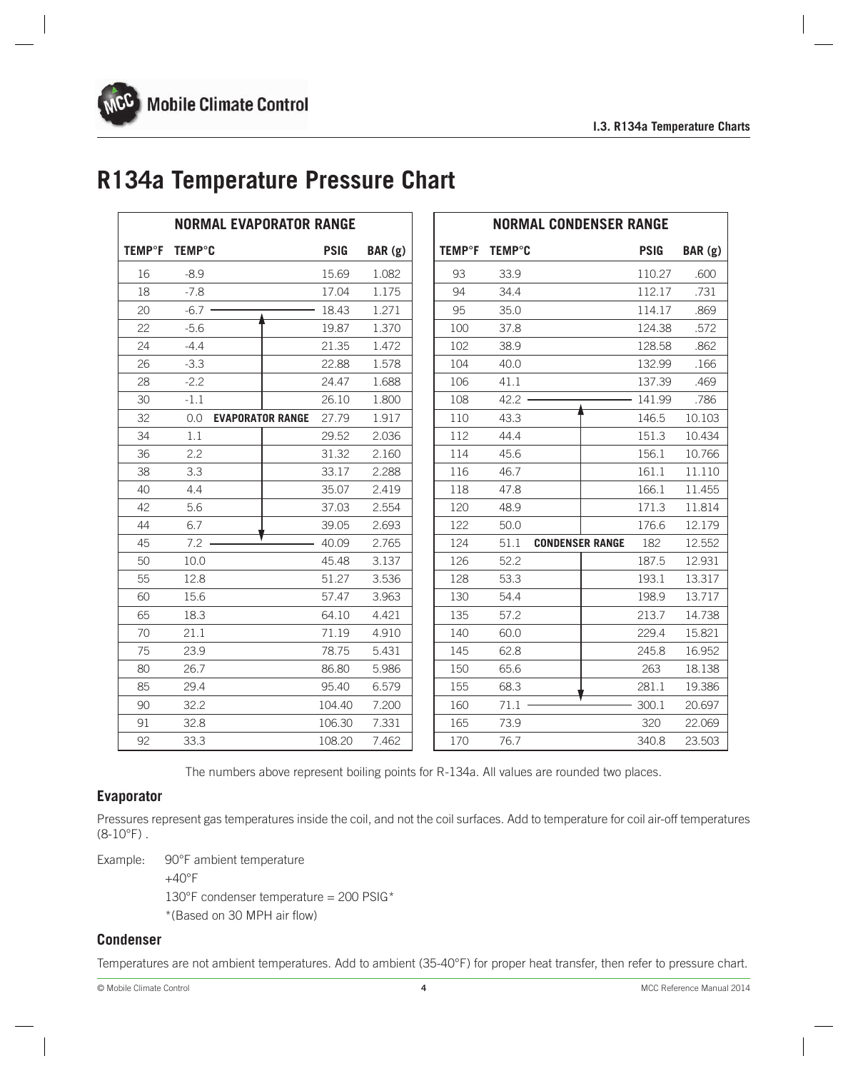# R134a Temperature Pressure Chart

| NORMAL EVAPORATOR RANGE | | | | |
|---|---|---|---|---|
| TEMP°F | TEMP°C | | PSIG | BAR (g) |
| 16 | -8.9 | | 15.69 | 1.082 |
| 18 | -7.8 | | 17.04 | 1.175 |
| 20 | -6.7 | | 18.43 | 1.271 |
| 22 | -5.6 | | 19.87 | 1.370 |
| 24 | -4.4 | | 21.35 | 1.472 |
| 26 | -3.3 | | 22.88 | 1.578 |
| 28 | -2.2 | | 24.47 | 1.688 |
| 30 | -1.1 | | 26.10 | 1.800 |
| 32 | 0.0 | **EVAPORATOR RANGE** | 27.79 | 1.917 |
| 34 | 1.1 | | 29.52 | 2.036 |
| 36 | 2.2 | | 31.32 | 2.160 |
| 38 | 3.3 | | 33.17 | 2.288 |
| 40 | 4.4 | | 35.07 | 2.419 |
| 42 | 5.6 | | 37.03 | 2.554 |
| 44 | 6.7 | | 39.05 | 2.693 |
| 45 | 7.2 | | 40.09 | 2.765 |
| 50 | 10.0 | | 45.48 | 3.137 |
| 55 | 12.8 | | 51.27 | 3.536 |
| 60 | 15.6 | | 57.47 | 3.963 |
| 65 | 18.3 | | 64.10 | 4.421 |
| 70 | 21.1 | | 71.19 | 4.910 |
| 75 | 23.9 | | 78.75 | 5.431 |
| 80 | 26.7 | | 86.80 | 5.986 |
| 85 | 29.4 | | 95.40 | 6.579 |
| 90 | 32.2 | | 104.40 | 7.200 |
| 91 | 32.8 | | 106.30 | 7.331 |
| 92 | 33.3 | | 108.20 | 7.462 |

| NORMAL CONDENSER RANGE | | | | |
|---|---|---|---|---|
| TEMP°F | TEMP°C | | PSIG | BAR (g) |
| 93 | 33.9 | | 110.27 | .600 |
| 94 | 34.4 | | 112.17 | .731 |
| 95 | 35.0 | | 114.17 | .869 |
| 100 | 37.8 | | 124.38 | .572 |
| 102 | 38.9 | | 128.58 | .862 |
| 104 | 40.0 | | 132.99 | .166 |
| 106 | 41.1 | | 137.39 | .469 |
| 108 | 42.2 | | 141.99 | .786 |
| 110 | 43.3 | | 146.5 | 10.103 |
| 112 | 44.4 | | 151.3 | 10.434 |
| 114 | 45.6 | | 156.1 | 10.766 |
| 116 | 46.7 | | 161.1 | 11.110 |
| 118 | 47.8 | | 166.1 | 11.455 |
| 120 | 48.9 | | 171.3 | 11.814 |
| 122 | 50.0 | | 176.6 | 12.179 |
| 124 | 51.1 | **CONDENSER RANGE** | 182 | 12.552 |
| 126 | 52.2 | | 187.5 | 12.931 |
| 128 | 53.3 | | 193.1 | 13.317 |
| 130 | 54.4 | | 198.9 | 13.717 |
| 135 | 57.2 | | 213.7 | 14.738 |
| 140 | 60.0 | | 229.4 | 15.821 |
| 145 | 62.8 | | 245.8 | 16.952 |
| 150 | 65.6 | | 263 | 18.138 |
| 155 | 68.3 | | 281.1 | 19.386 |
| 160 | 71.1 | | 300.1 | 20.697 |
| 165 | 73.9 | | 320 | 22.069 |
| 170 | 76.7 | | 340.8 | 23.503 |

The numbers above represent boiling points for R-134a. All values are rounded two places.

### Evaporator

Pressures represent gas temperatures inside the coil, and not the coil surfaces. Add to temperature for coil air-off temperatures (8-10°F) .

Example: 90°F ambient temperature
+40°F
130°F condenser temperature = 200 PSIG*
*(Based on 30 MPH air flow)

### Condenser

Temperatures are not ambient temperatures. Add to ambient (35-40°F) for proper heat transfer, then refer to pressure chart.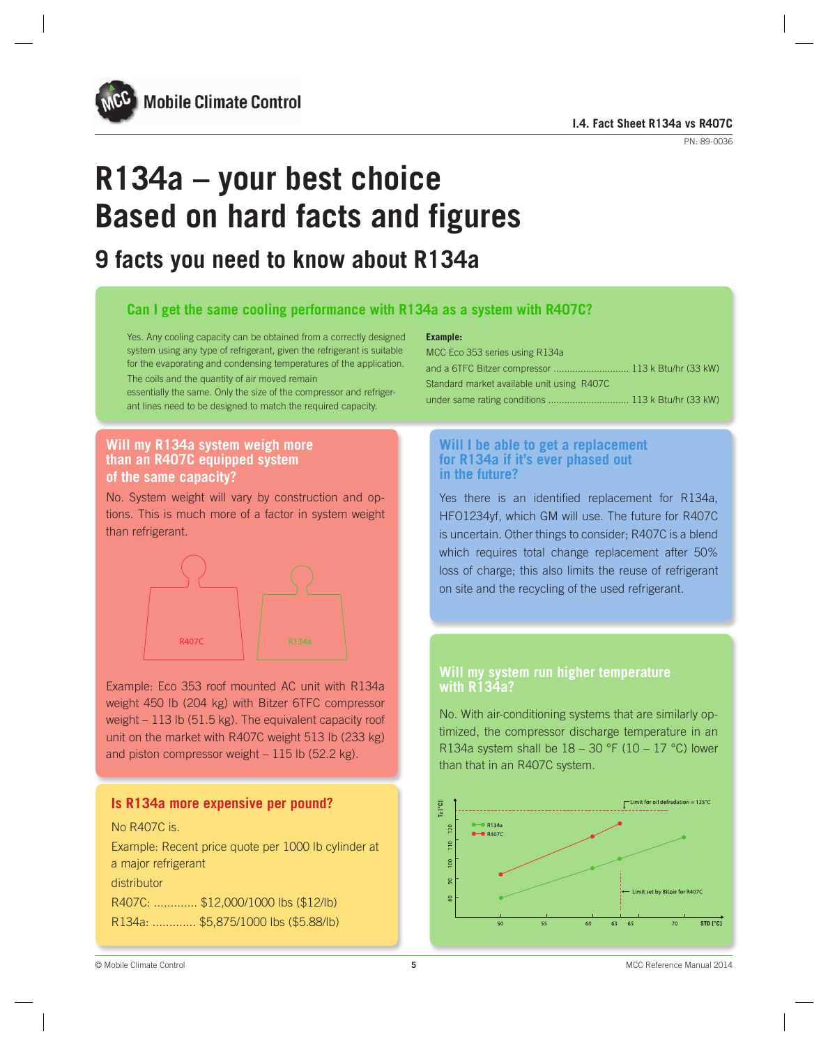# R134a – your best choice
# Based on hard facts and figures

## 9 facts you need to know about R134a

### Can I get the same cooling performance with R134a as a system with R407C?

Yes. Any cooling capacity can be obtained from a correctly designed system using any type of refrigerant, given the refrigerant is suitable for the evaporating and condensing temperatures of the application. The coils and the quantity of air moved remain essentially the same. Only the size of the compressor and refrigerant lines need to be designed to match the required capacity.

**Example:**

MCC Eco 353 series using R134a
and a 6TFC Bitzer compressor ............................ 113 k Btu/hr (33 kW)
Standard market available unit using R407C
under same rating conditions ............................. 113 k Btu/hr (33 kW)

### Will my R134a system weigh more than an R407C equipped system of the same capacity?

No. System weight will vary by construction and options. This is much more of a factor in system weight than refrigerant.

R407C R134a

Example: Eco 353 roof mounted AC unit with R134a weight 450 lb (204 kg) with Bitzer 6TFC compressor weight – 113 lb (51.5 kg). The equivalent capacity roof unit on the market with R407C weight 513 lb (233 kg) and piston compressor weight – 115 lb (52.2 kg).

### Is R134a more expensive per pound?

No R407C is.

Example: Recent price quote per 1000 lb cylinder at a major refrigerant distributor

R407C: ............. $12,000/1000 lbs ($12/lb)
R134a: ............. $5,875/1000 lbs ($5.88/lb)

### Will I be able to get a replacement for R134a if it's ever phased out in the future?

Yes there is an identified replacement for R134a, HFO1234yf, which GM will use. The future for R407C is uncertain. Other things to consider; R407C is a blend which requires total change replacement after 50% loss of charge; this also limits the reuse of refrigerant on site and the recycling of the used refrigerant.

### Will my system run higher temperature with R134a?

No. With air-conditioning systems that are similarly optimized, the compressor discharge temperature in an R134a system shall be 18 – 30 °F (10 – 17 °C) lower than that in an R407C system.

$T_2$ [°C] — Limit for oil defradation = 125°C — R134a — R407C — Limit set by Bitzer for R407C — STD [°C]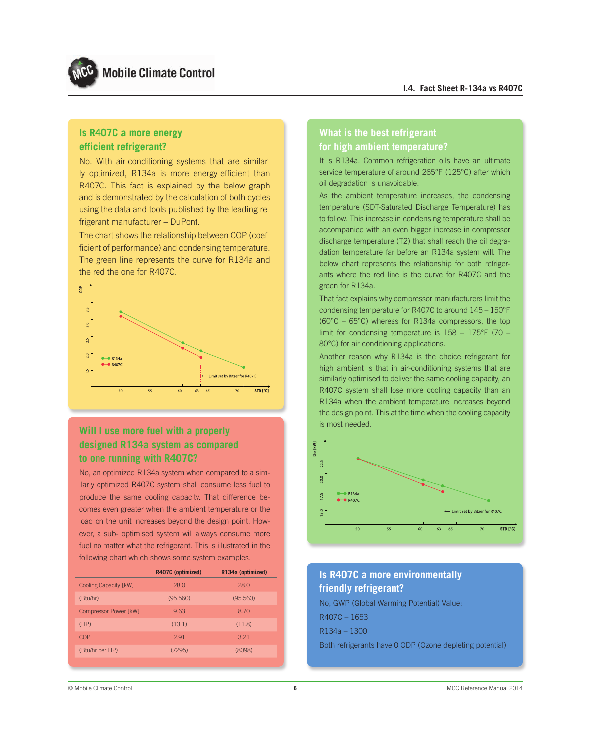## Is R407C a more energy efficient refrigerant?

No. With air-conditioning systems that are similarly optimized, R134a is more energy-efficient than R407C. This fact is explained by the below graph and is demonstrated by the calculation of both cycles using the data and tools published by the leading refrigerant manufacturer – DuPont.

The chart shows the relationship between COP (coefficient of performance) and condensing temperature. The green line represents the curve for R134a and the red the one for R407C.

## Will I use more fuel with a properly designed R134a system as compared to one running with R407C?

No, an optimized R134a system when compared to a similarly optimized R407C system shall consume less fuel to produce the same cooling capacity. That difference becomes even greater when the ambient temperature or the load on the unit increases beyond the design point. However, a sub- optimised system will always consume more fuel no matter what the refrigerant. This is illustrated in the following chart which shows some system examples.

| | R407C (optimized) | R134a (optimized) |
|---|---|---|
| Cooling Capacity [kW] | 28.0 | 28.0 |
| (Btu/hr) | (95.560) | (95.560) |
| Compressor Power [kW] | 9.63 | 8.70 |
| (HP) | (13.1) | (11.8) |
| COP | 2.91 | 3.21 |
| (Btu/hr per HP) | (7295) | (8098) |

## What is the best refrigerant for high ambient temperature?

It is R134a. Common refrigeration oils have an ultimate service temperature of around 265°F (125°C) after which oil degradation is unavoidable.

As the ambient temperature increases, the condensing temperature (SDT-Saturated Discharge Temperature) has to follow. This increase in condensing temperature shall be accompanied with an even bigger increase in compressor discharge temperature (T2) that shall reach the oil degradation temperature far before an R134a system will. The below chart represents the relationship for both refrigerants where the red line is the curve for R407C and the green for R134a.

That fact explains why compressor manufacturers limit the condensing temperature for R407C to around 145 – 150°F (60°C – 65°C) whereas for R134a compressors, the top limit for condensing temperature is 158 – 175°F (70 – 80°C) for air conditioning applications.

Another reason why R134a is the choice refrigerant for high ambient is that in air-conditioning systems that are similarly optimised to deliver the same cooling capacity, an R407C system shall lose more cooling capacity than an R134a when the ambient temperature increases beyond the design point. This at the time when the cooling capacity is most needed.

## Is R407C a more environmentally friendly refrigerant?

No, GWP (Global Warming Potential) Value:

R407C – 1653

R134a – 1300

Both refrigerants have 0 ODP (Ozone depleting potential)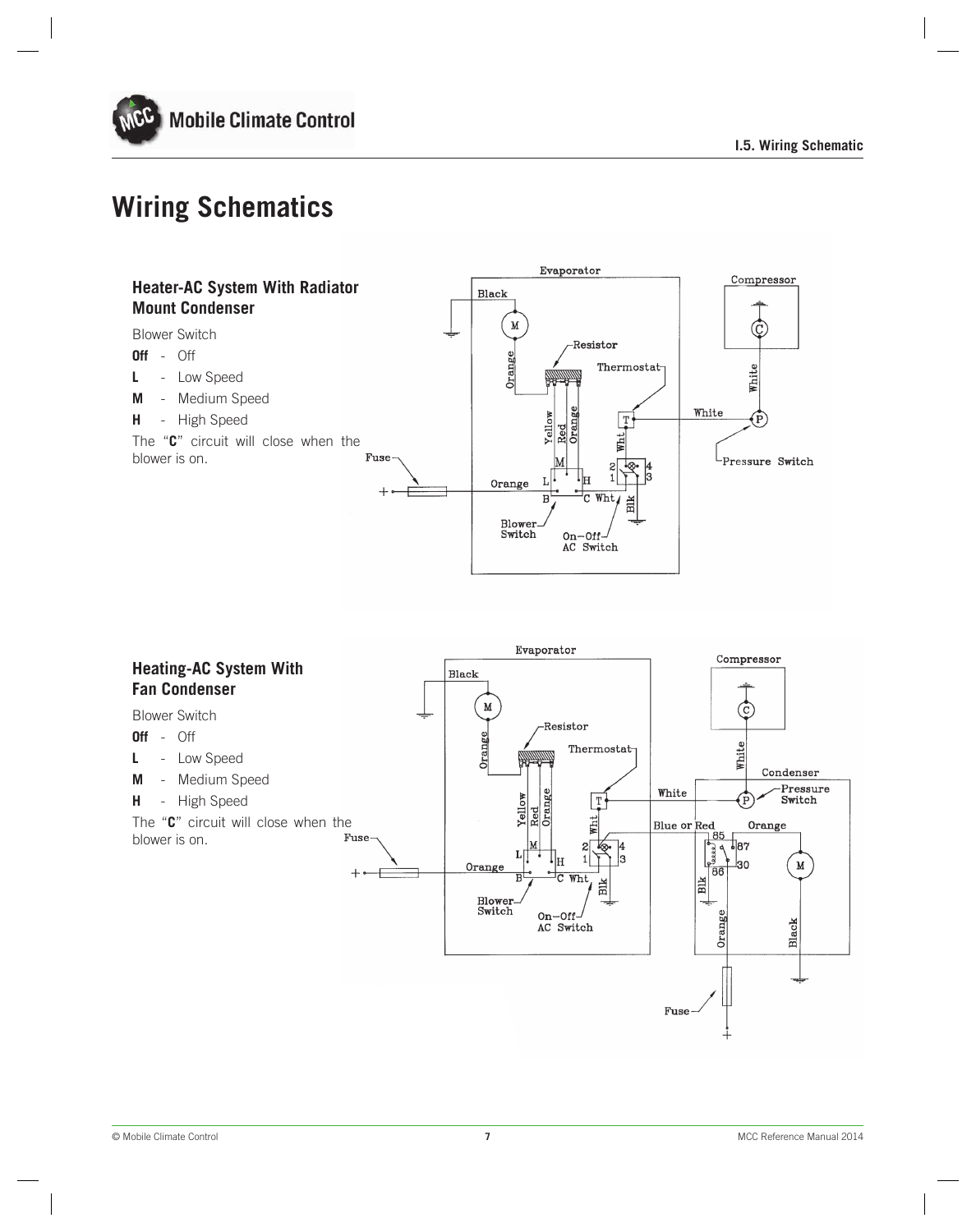# Wiring Schematics

### Heater-AC System With Radiator Mount Condenser

Blower Switch

**Off** - Off

**L** - Low Speed

**M** - Medium Speed

**H** - High Speed

The "**C**" circuit will close when the blower is on.

### Heating-AC System With Fan Condenser

Blower Switch

**Off** - Off

**L** - Low Speed

**M** - Medium Speed

**H** - High Speed

The "**C**" circuit will close when the blower is on.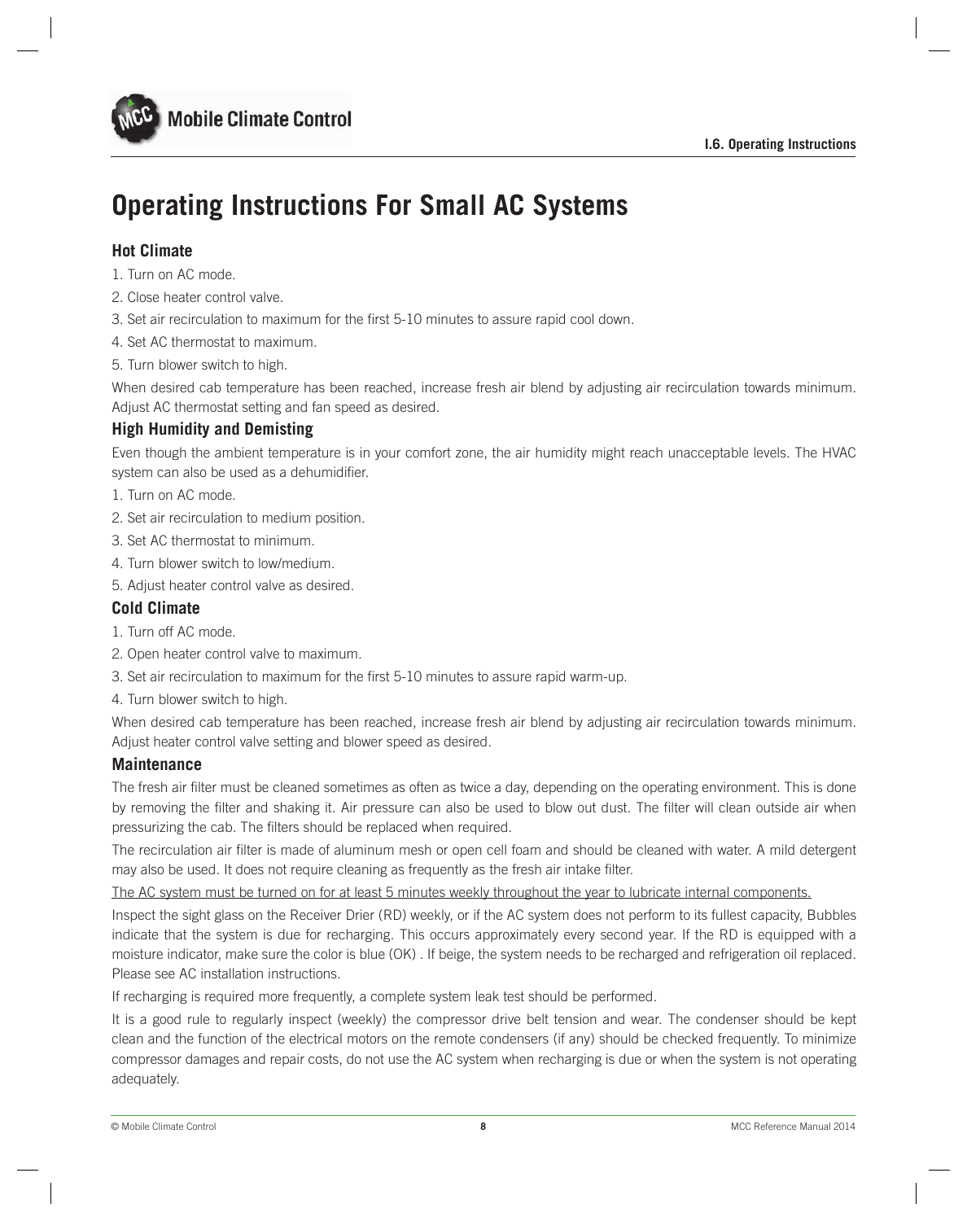# Operating Instructions For Small AC Systems

### Hot Climate

1. Turn on AC mode.
2. Close heater control valve.
3. Set air recirculation to maximum for the first 5-10 minutes to assure rapid cool down.
4. Set AC thermostat to maximum.
5. Turn blower switch to high.

When desired cab temperature has been reached, increase fresh air blend by adjusting air recirculation towards minimum. Adjust AC thermostat setting and fan speed as desired.

### High Humidity and Demisting

Even though the ambient temperature is in your comfort zone, the air humidity might reach unacceptable levels. The HVAC system can also be used as a dehumidifier.

1. Turn on AC mode.
2. Set air recirculation to medium position.
3. Set AC thermostat to minimum.
4. Turn blower switch to low/medium.
5. Adjust heater control valve as desired.

### Cold Climate

1. Turn off AC mode.
2. Open heater control valve to maximum.
3. Set air recirculation to maximum for the first 5-10 minutes to assure rapid warm-up.
4. Turn blower switch to high.

When desired cab temperature has been reached, increase fresh air blend by adjusting air recirculation towards minimum. Adjust heater control valve setting and blower speed as desired.

### Maintenance

The fresh air filter must be cleaned sometimes as often as twice a day, depending on the operating environment. This is done by removing the filter and shaking it. Air pressure can also be used to blow out dust. The filter will clean outside air when pressurizing the cab. The filters should be replaced when required.

The recirculation air filter is made of aluminum mesh or open cell foam and should be cleaned with water. A mild detergent may also be used. It does not require cleaning as frequently as the fresh air intake filter.

<u>The AC system must be turned on for at least 5 minutes weekly throughout the year to lubricate internal components.</u>

Inspect the sight glass on the Receiver Drier (RD) weekly, or if the AC system does not perform to its fullest capacity, Bubbles indicate that the system is due for recharging. This occurs approximately every second year. If the RD is equipped with a moisture indicator, make sure the color is blue (OK) . If beige, the system needs to be recharged and refrigeration oil replaced. Please see AC installation instructions.

If recharging is required more frequently, a complete system leak test should be performed.

It is a good rule to regularly inspect (weekly) the compressor drive belt tension and wear. The condenser should be kept clean and the function of the electrical motors on the remote condensers (if any) should be checked frequently. To minimize compressor damages and repair costs, do not use the AC system when recharging is due or when the system is not operating adequately.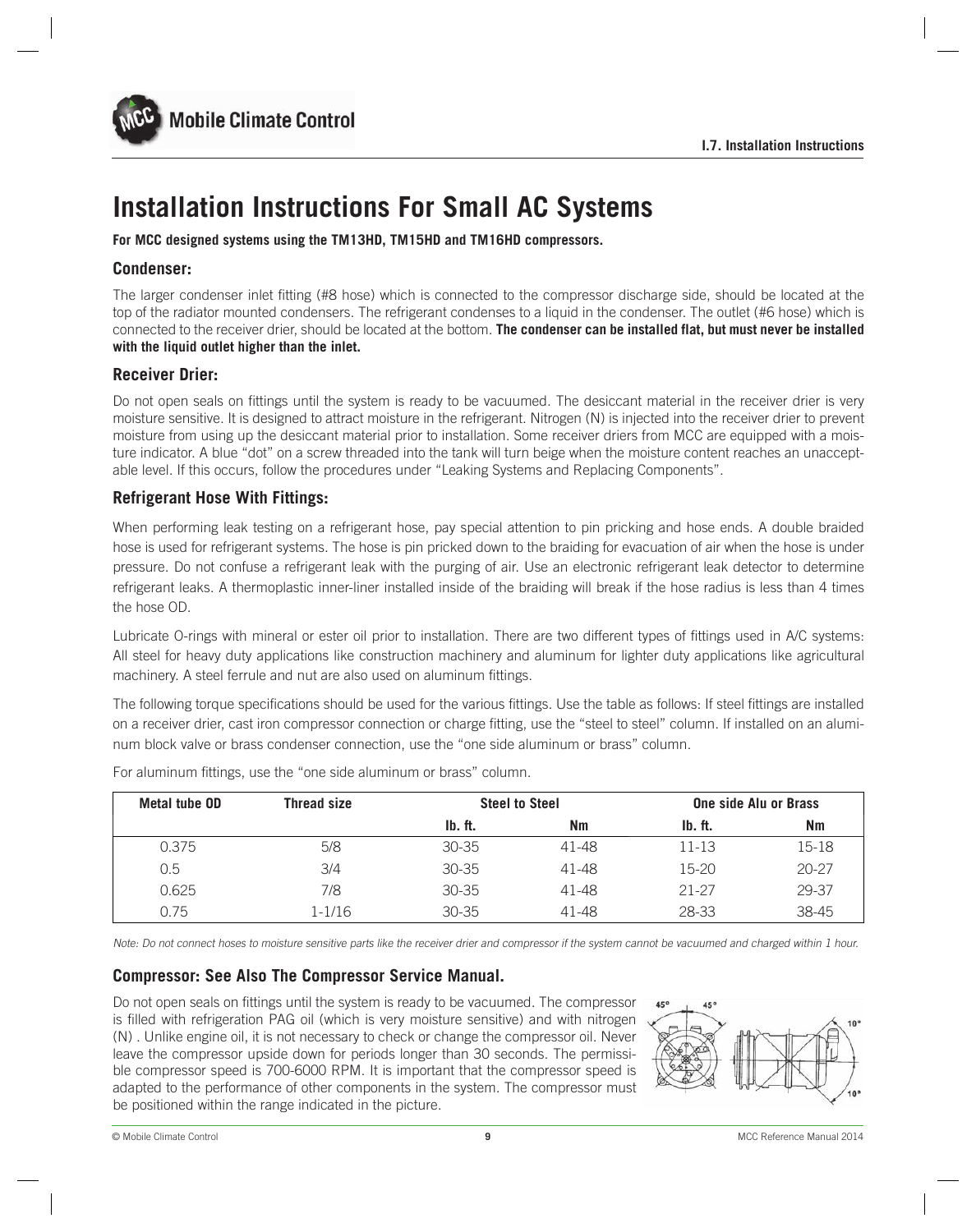# Installation Instructions For Small AC Systems

**For MCC designed systems using the TM13HD, TM15HD and TM16HD compressors.**

### Condenser:

The larger condenser inlet fitting (#8 hose) which is connected to the compressor discharge side, should be located at the top of the radiator mounted condensers. The refrigerant condenses to a liquid in the condenser. The outlet (#6 hose) which is connected to the receiver drier, should be located at the bottom. **The condenser can be installed flat, but must never be installed with the liquid outlet higher than the inlet.**

### Receiver Drier:

Do not open seals on fittings until the system is ready to be vacuumed. The desiccant material in the receiver drier is very moisture sensitive. It is designed to attract moisture in the refrigerant. Nitrogen (N) is injected into the receiver drier to prevent moisture from using up the desiccant material prior to installation. Some receiver driers from MCC are equipped with a moisture indicator. A blue "dot" on a screw threaded into the tank will turn beige when the moisture content reaches an unacceptable level. If this occurs, follow the procedures under "Leaking Systems and Replacing Components".

### Refrigerant Hose With Fittings:

When performing leak testing on a refrigerant hose, pay special attention to pin pricking and hose ends. A double braided hose is used for refrigerant systems. The hose is pin pricked down to the braiding for evacuation of air when the hose is under pressure. Do not confuse a refrigerant leak with the purging of air. Use an electronic refrigerant leak detector to determine refrigerant leaks. A thermoplastic inner-liner installed inside of the braiding will break if the hose radius is less than 4 times the hose OD.

Lubricate O-rings with mineral or ester oil prior to installation. There are two different types of fittings used in A/C systems: All steel for heavy duty applications like construction machinery and aluminum for lighter duty applications like agricultural machinery. A steel ferrule and nut are also used on aluminum fittings.

The following torque specifications should be used for the various fittings. Use the table as follows: If steel fittings are installed on a receiver drier, cast iron compressor connection or charge fitting, use the "steel to steel" column. If installed on an aluminum block valve or brass condenser connection, use the "one side aluminum or brass" column.

For aluminum fittings, use the "one side aluminum or brass" column.

| Metal tube OD | Thread size | Steel to Steel | | One side Alu or Brass | |
|---|---|---|---|---|---|
| | | lb. ft. | Nm | lb. ft. | Nm |
| 0.375 | 5/8 | 30-35 | 41-48 | 11-13 | 15-18 |
| 0.5 | 3/4 | 30-35 | 41-48 | 15-20 | 20-27 |
| 0.625 | 7/8 | 30-35 | 41-48 | 21-27 | 29-37 |
| 0.75 | 1-1/16 | 30-35 | 41-48 | 28-33 | 38-45 |

*Note: Do not connect hoses to moisture sensitive parts like the receiver drier and compressor if the system cannot be vacuumed and charged within 1 hour.*

### Compressor: See Also The Compressor Service Manual.

Do not open seals on fittings until the system is ready to be vacuumed. The compressor is filled with refrigeration PAG oil (which is very moisture sensitive) and with nitrogen (N) . Unlike engine oil, it is not necessary to check or change the compressor oil. Never leave the compressor upside down for periods longer than 30 seconds. The permissible compressor speed is 700-6000 RPM. It is important that the compressor speed is adapted to the performance of other components in the system. The compressor must be positioned within the range indicated in the picture.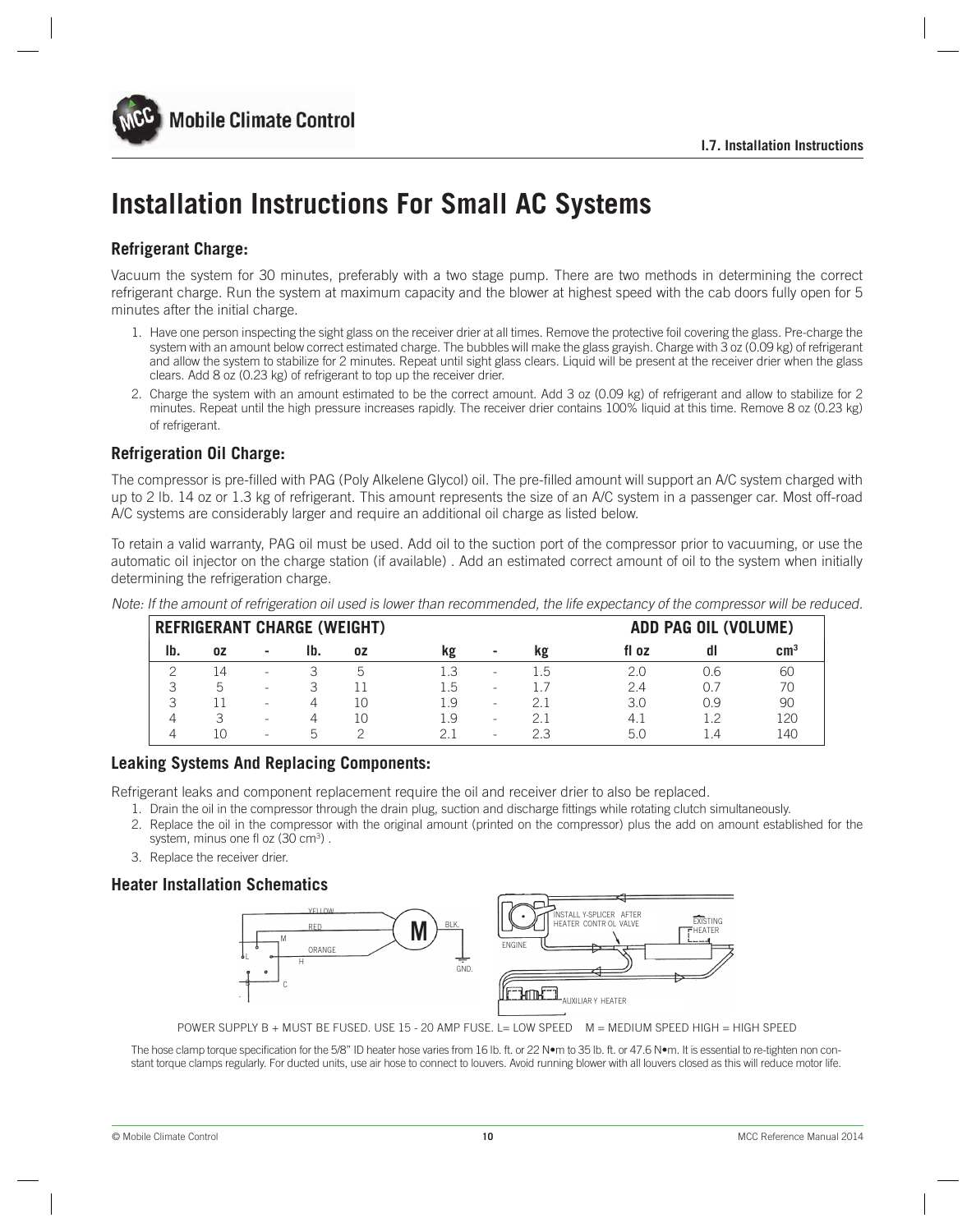# Installation Instructions For Small AC Systems

## Refrigerant Charge:

Vacuum the system for 30 minutes, preferably with a two stage pump. There are two methods in determining the correct refrigerant charge. Run the system at maximum capacity and the blower at highest speed with the cab doors fully open for 5 minutes after the initial charge.

1. Have one person inspecting the sight glass on the receiver drier at all times. Remove the protective foil covering the glass. Pre-charge the system with an amount below correct estimated charge. The bubbles will make the glass grayish. Charge with 3 oz (0.09 kg) of refrigerant and allow the system to stabilize for 2 minutes. Repeat until sight glass clears. Liquid will be present at the receiver drier when the glass clears. Add 8 oz (0.23 kg) of refrigerant to top up the receiver drier.
2. Charge the system with an amount estimated to be the correct amount. Add 3 oz (0.09 kg) of refrigerant and allow to stabilize for 2 minutes. Repeat until the high pressure increases rapidly. The receiver drier contains 100% liquid at this time. Remove 8 oz (0.23 kg) of refrigerant.

## Refrigeration Oil Charge:

The compressor is pre-filled with PAG (Poly Alkelene Glycol) oil. The pre-filled amount will support an A/C system charged with up to 2 lb. 14 oz or 1.3 kg of refrigerant. This amount represents the size of an A/C system in a passenger car. Most off-road A/C systems are considerably larger and require an additional oil charge as listed below.

To retain a valid warranty, PAG oil must be used. Add oil to the suction port of the compressor prior to vacuuming, or use the automatic oil injector on the charge station (if available) . Add an estimated correct amount of oil to the system when initially determining the refrigeration charge.

*Note: If the amount of refrigeration oil used is lower than recommended, the life expectancy of the compressor will be reduced.*

| REFRIGERANT CHARGE (WEIGHT) | | | | | | | | ADD PAG OIL (VOLUME) | | |
|---|---|---|---|---|---|---|---|---|---|---|
| lb. | oz | - | lb. | oz | kg | - | kg | fl oz | dl | cm³ |
| 2 | 14 | - | 3 | 5 | 1.3 | - | 1.5 | 2.0 | 0.6 | 60 |
| 3 | 5 | - | 3 | 11 | 1.5 | - | 1.7 | 2.4 | 0.7 | 70 |
| 3 | 11 | - | 4 | 10 | 1.9 | - | 2.1 | 3.0 | 0.9 | 90 |
| 4 | 3 | - | 4 | 10 | 1.9 | - | 2.1 | 4.1 | 1.2 | 120 |
| 4 | 10 | - | 5 | 2 | 2.1 | - | 2.3 | 5.0 | 1.4 | 140 |

## Leaking Systems And Replacing Components:

Refrigerant leaks and component replacement require the oil and receiver drier to also be replaced.

1. Drain the oil in the compressor through the drain plug, suction and discharge fittings while rotating clutch simultaneously.
2. Replace the oil in the compressor with the original amount (printed on the compressor) plus the add on amount established for the system, minus one fl oz (30 cm³) .
3. Replace the receiver drier.

## Heater Installation Schematics

YELLOW, RED, ORANGE, M, L, H, B, C, M, BLK., GND.

ENGINE, INSTALL Y-SPLICER AFTER HEATER CONTROL VALVE, EXISTING HEATER, AUXILIARY HEATER

POWER SUPPLY B + MUST BE FUSED. USE 15 - 20 AMP FUSE. L= LOW SPEED M = MEDIUM SPEED HIGH = HIGH SPEED

The hose clamp torque specification for the 5/8" ID heater hose varies from 16 lb. ft. or 22 N•m to 35 lb. ft. or 47.6 N•m. It is essential to re-tighten non constant torque clamps regularly. For ducted units, use air hose to connect to louvers. Avoid running blower with all louvers closed as this will reduce motor life.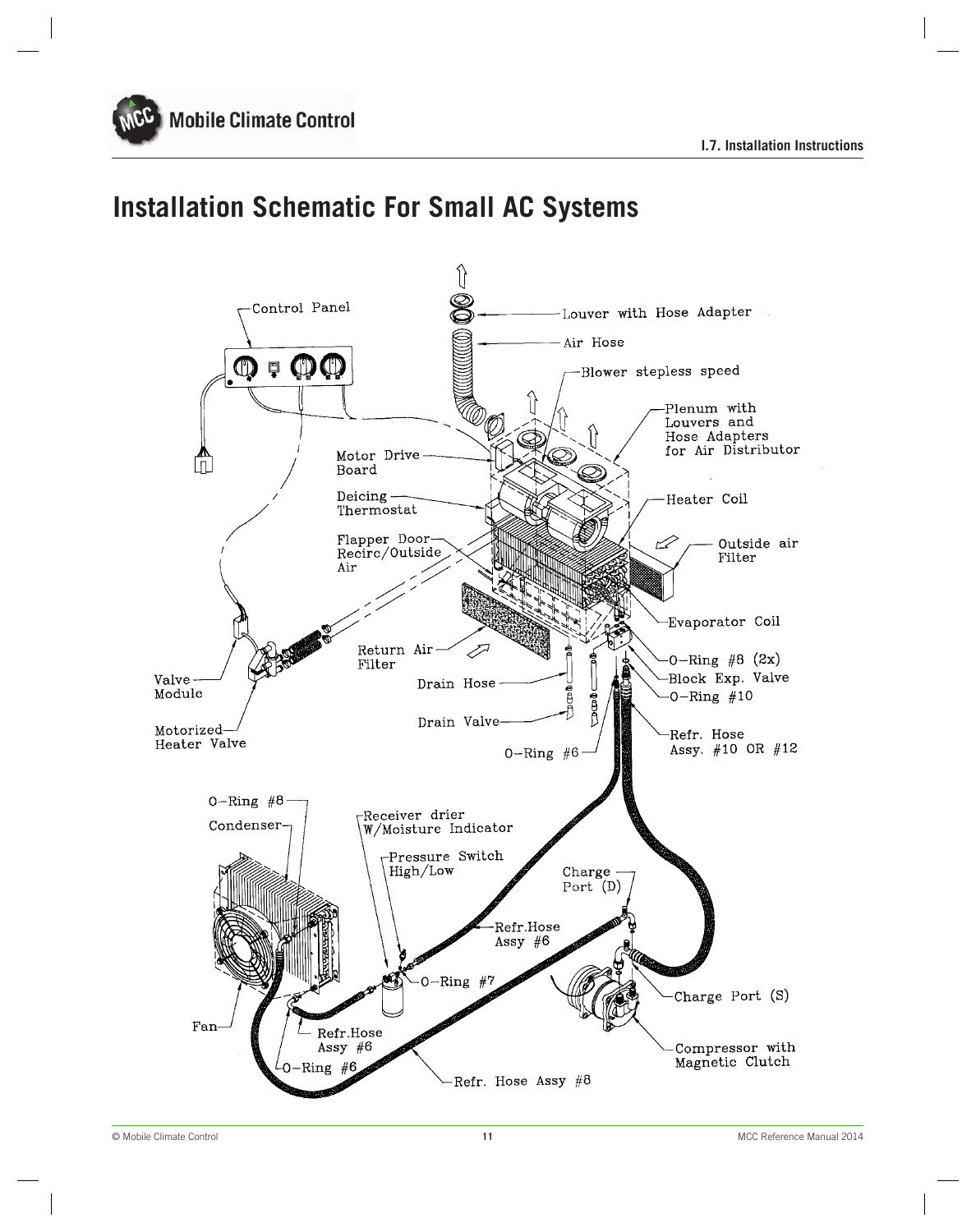# Installation Schematic For Small AC Systems

Control Panel

Louver with Hose Adapter

Air Hose

Blower stepless speed

Plenum with Louvers and Hose Adapters for Air Distributor

Motor Drive Board

Deicing Thermostat

Heater Coil

Flapper Door Recirc/Outside Air

Outside air Filter

Evaporator Coil

Return Air Filter

O-Ring #8 (2x)

Block Exp. Valve

Drain Hose

O-Ring #10

Valve Module

Drain Valve

Refr. Hose Assy. #10 OR #12

Motorized Heater Valve

O-Ring #6

O-Ring #8

Condenser

Receiver drier W/Moisture Indicator

Pressure Switch High/Low

Charge Port (D)

Refr.Hose Assy #6

O-Ring #7

Charge Port (S)

Fan

Refr.Hose Assy #6

Compressor with Magnetic Clutch

O-Ring #6

Refr. Hose Assy #8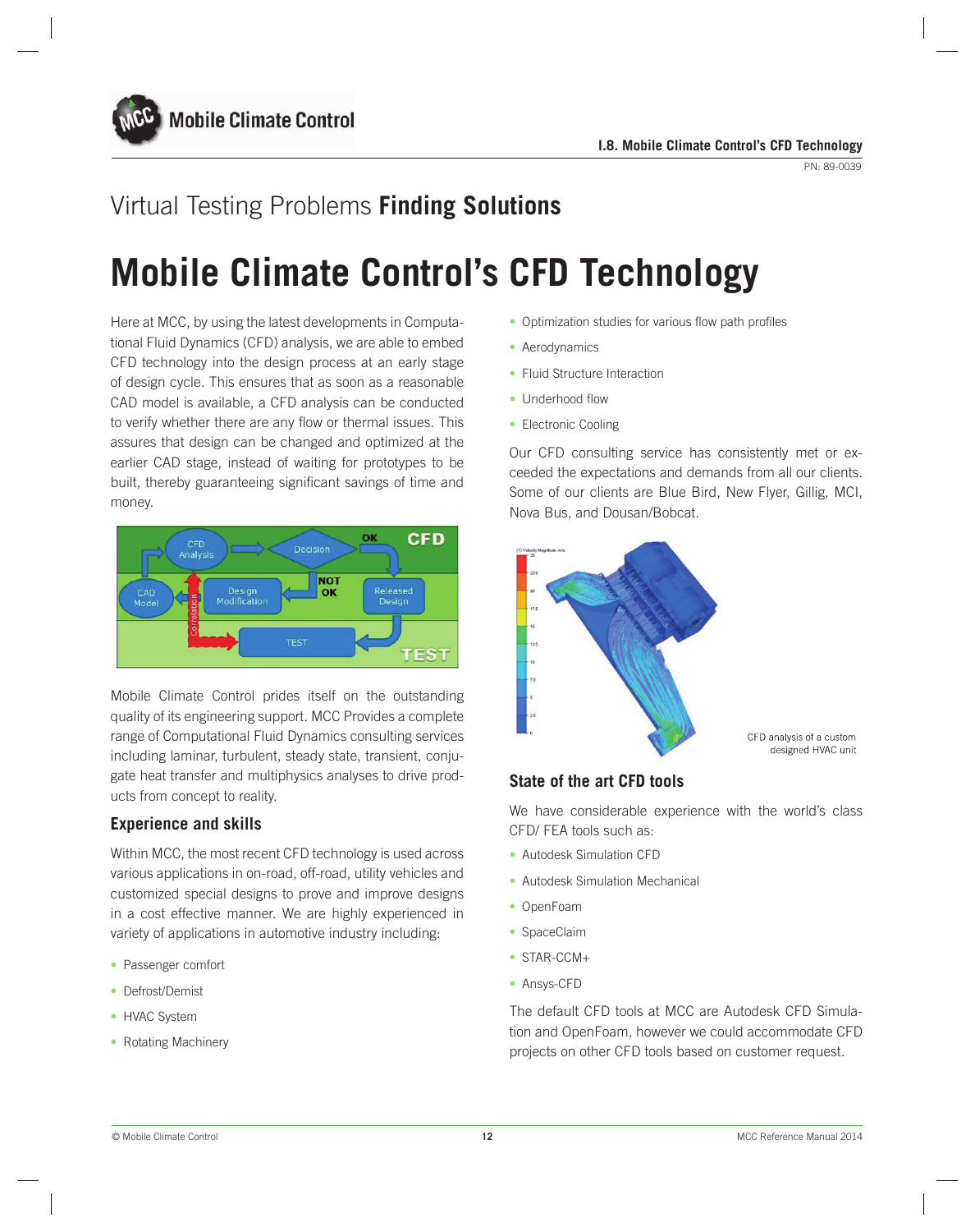## Virtual Testing Problems **Finding Solutions**

# Mobile Climate Control's CFD Technology

Here at MCC, by using the latest developments in Computational Fluid Dynamics (CFD) analysis, we are able to embed CFD technology into the design process at an early stage of design cycle. This ensures that as soon as a reasonable CAD model is available, a CFD analysis can be conducted to verify whether there are any flow or thermal issues. This assures that design can be changed and optimized at the earlier CAD stage, instead of waiting for prototypes to be built, thereby guaranteeing significant savings of time and money.

Mobile Climate Control prides itself on the outstanding quality of its engineering support. MCC Provides a complete range of Computational Fluid Dynamics consulting services including laminar, turbulent, steady state, transient, conjugate heat transfer and multiphysics analyses to drive products from concept to reality.

### Experience and skills

Within MCC, the most recent CFD technology is used across various applications in on-road, off-road, utility vehicles and customized special designs to prove and improve designs in a cost effective manner. We are highly experienced in variety of applications in automotive industry including:

- Passenger comfort
- Defrost/Demist
- HVAC System
- Rotating Machinery
- Optimization studies for various flow path profiles
- Aerodynamics
- Fluid Structure Interaction
- Underhood flow
- Electronic Cooling

Our CFD consulting service has consistently met or exceeded the expectations and demands from all our clients. Some of our clients are Blue Bird, New Flyer, Gillig, MCI, Nova Bus, and Dousan/Bobcat.

CFD analysis of a custom designed HVAC unit

### State of the art CFD tools

We have considerable experience with the world's class CFD/ FEA tools such as:

- Autodesk Simulation CFD
- Autodesk Simulation Mechanical
- OpenFoam
- SpaceClaim
- STAR-CCM+
- Ansys-CFD

The default CFD tools at MCC are Autodesk CFD Simulation and OpenFoam, however we could accommodate CFD projects on other CFD tools based on customer request.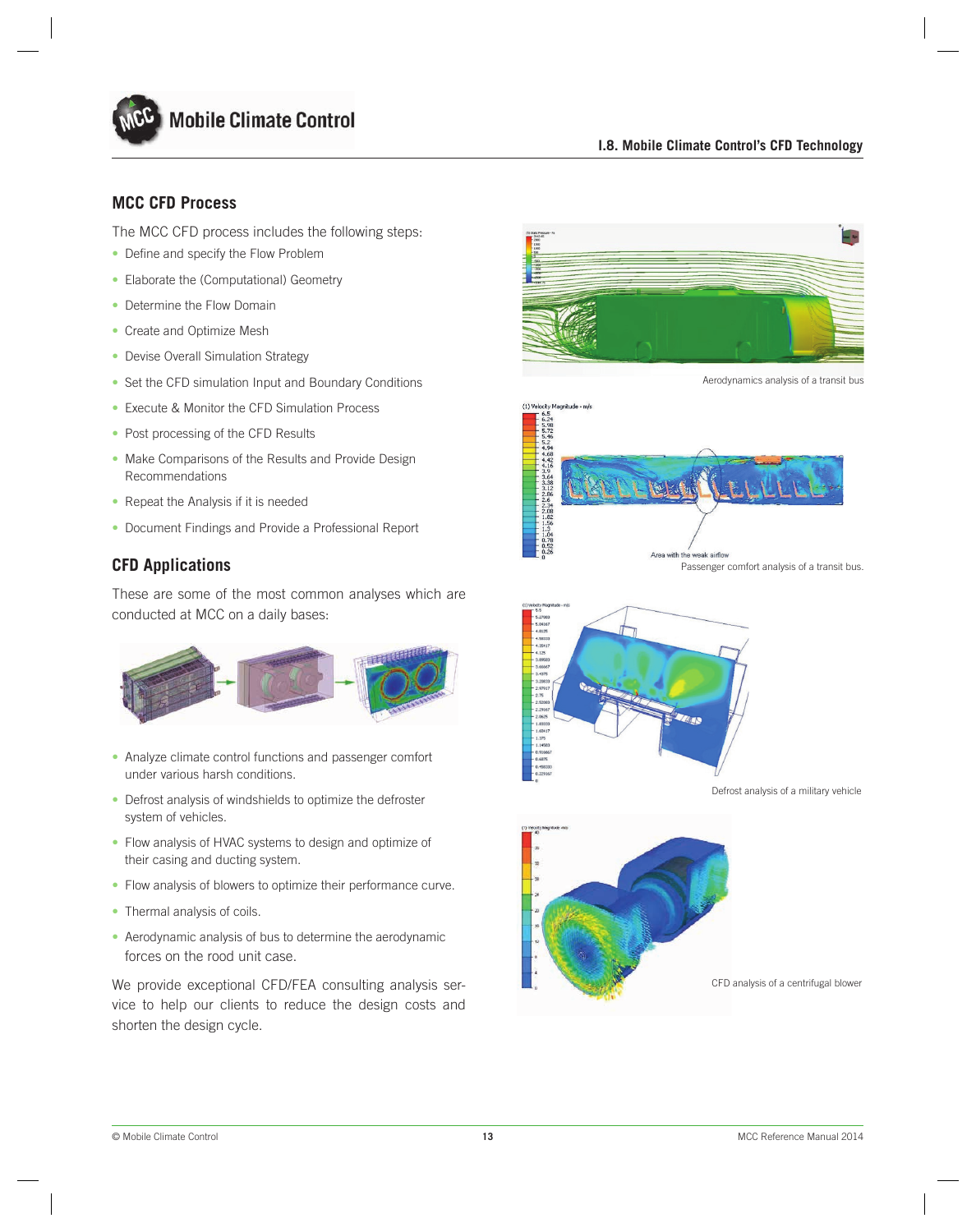## MCC CFD Process

The MCC CFD process includes the following steps:

- Define and specify the Flow Problem
- Elaborate the (Computational) Geometry
- Determine the Flow Domain
- Create and Optimize Mesh
- Devise Overall Simulation Strategy
- Set the CFD simulation Input and Boundary Conditions
- Execute & Monitor the CFD Simulation Process
- Post processing of the CFD Results
- Make Comparisons of the Results and Provide Design Recommendations
- Repeat the Analysis if it is needed
- Document Findings and Provide a Professional Report

## CFD Applications

These are some of the most common analyses which are conducted at MCC on a daily bases:

- Analyze climate control functions and passenger comfort under various harsh conditions.
- Defrost analysis of windshields to optimize the defroster system of vehicles.
- Flow analysis of HVAC systems to design and optimize of their casing and ducting system.
- Flow analysis of blowers to optimize their performance curve.
- Thermal analysis of coils.
- Aerodynamic analysis of bus to determine the aerodynamic forces on the rood unit case.

We provide exceptional CFD/FEA consulting analysis service to help our clients to reduce the design costs and shorten the design cycle.

Aerodynamics analysis of a transit bus

Area with the weak airflow

Passenger comfort analysis of a transit bus.

Defrost analysis of a military vehicle

CFD analysis of a centrifugal blower